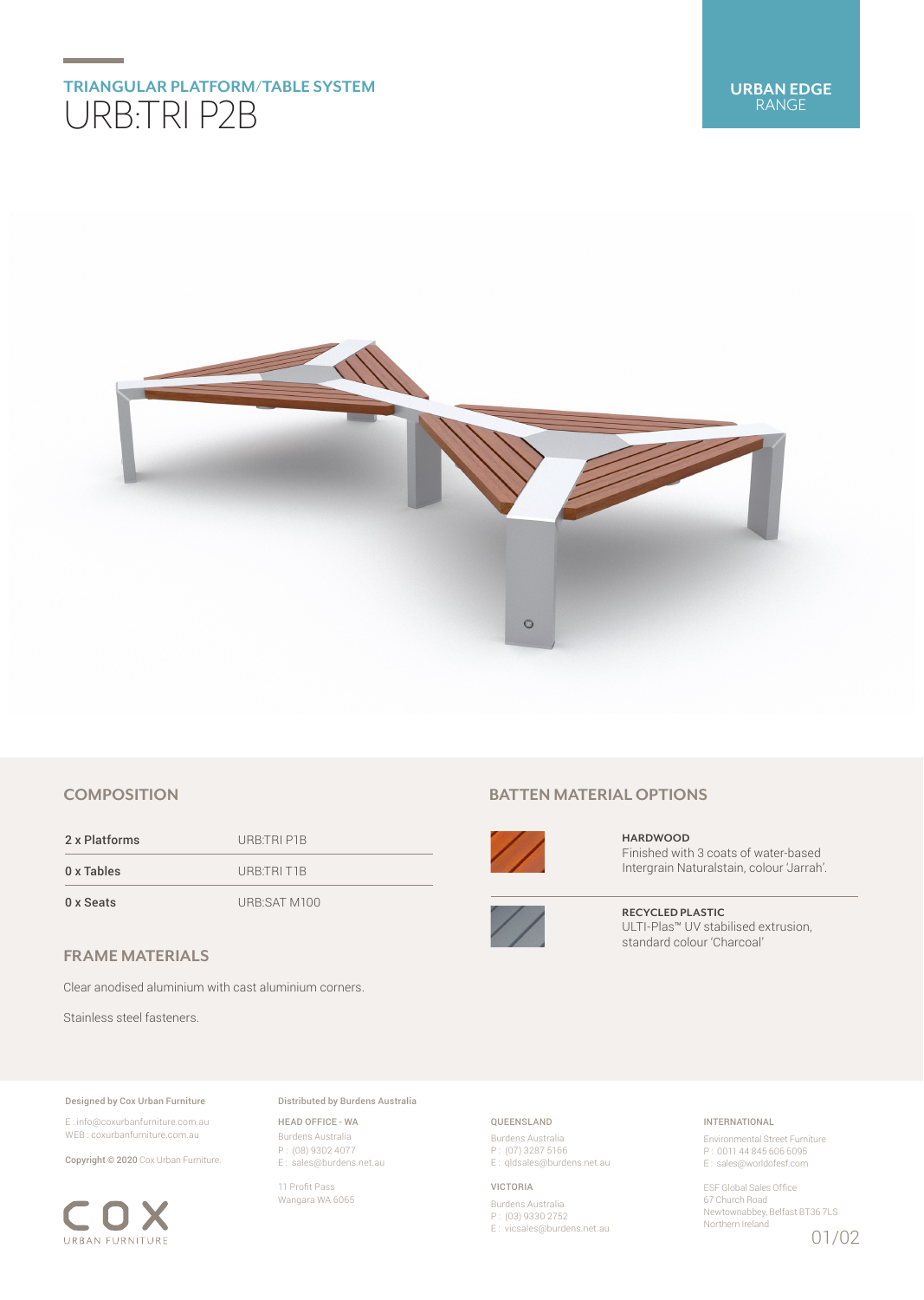TRIANGULAR PLATFORM/TABLE SYSTEM

# URB:TRI P2B

**URBAN EDGE** RANGE

## COMPOSITION

| | |
|---|---|
| 2 x Platforms | URB:TRI P1B |
| 0 x Tables | URB:TRI T1B |
| 0 x Seats | URB:SAT M100 |

## FRAME MATERIALS

Clear anodised aluminium with cast aluminium corners.

Stainless steel fasteners.

## BATTEN MATERIAL OPTIONS

**HARDWOOD**
Finished with 3 coats of water-based Intergrain Naturalstain, colour 'Jarrah'.

**RECYCLED PLASTIC**
ULTI-Plas™ UV stabilised extrusion, standard colour 'Charcoal'

**Designed by Cox Urban Furniture**

E : info@coxurbanfurniture.com.au
WEB : coxurbanfurniture.com.au

**Copyright © 2020** Cox Urban Furniture.

COX URBAN FURNITURE

**Distributed by Burdens Australia**

HEAD OFFICE - WA
Burdens Australia
P : (08) 9302 4077
E : sales@burdens.net.au

11 Profit Pass
Wangara WA 6065

QUEENSLAND
Burdens Australia
P : (07) 3287 5166
E : qldsales@burdens.net.au

VICTORIA
Burdens Australia
P : (03) 9330 2752
E : vicsales@burdens.net.au

INTERNATIONAL
Environmental Street Furniture
P : 0011 44 845 606 6095
E : sales@worldofesf.com

ESF Global Sales Office
67 Church Road
Newtownabbey, Belfast BT36 7LS
Northern Ireland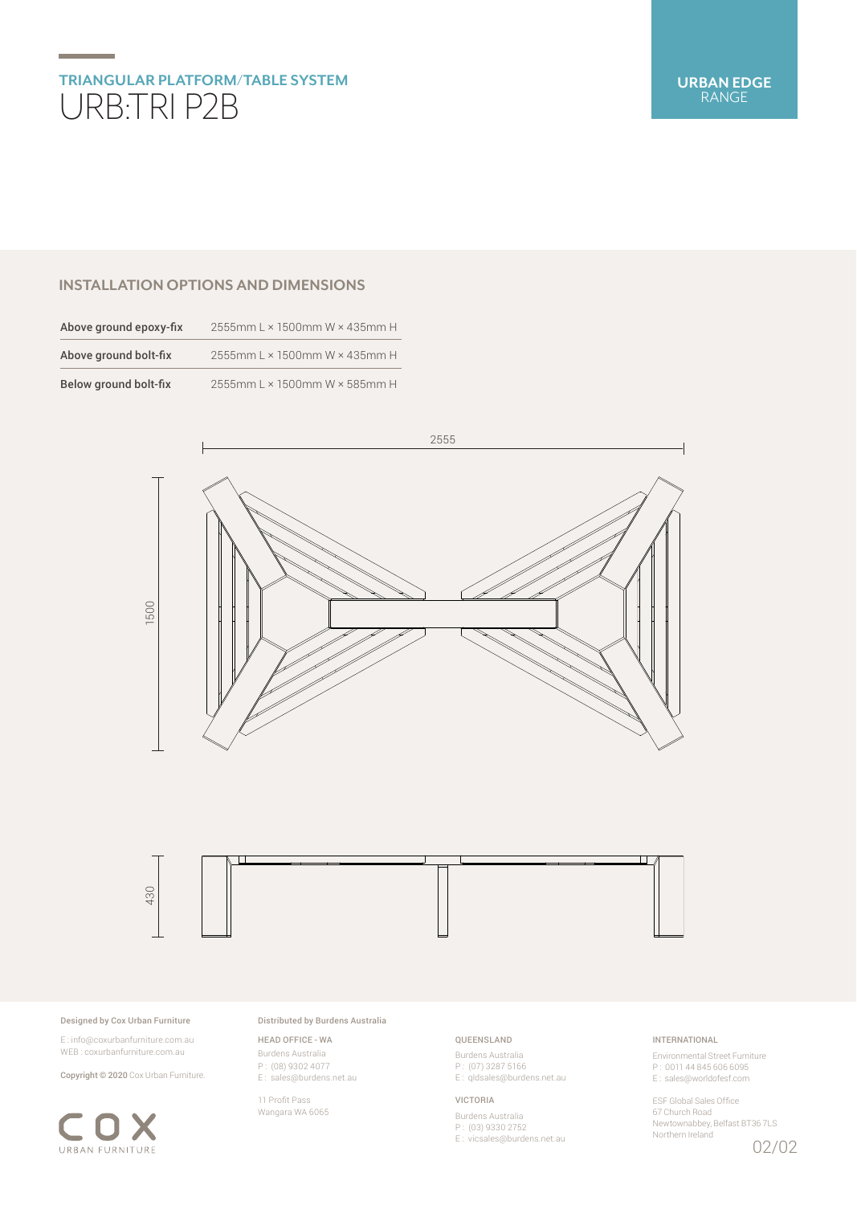**TRIANGULAR PLATFORM/TABLE SYSTEM**

# URB:TRI P2B

**URBAN EDGE** RANGE

## INSTALLATION OPTIONS AND DIMENSIONS

| | |
|---|---|
| Above ground epoxy-fix | 2555mm L × 1500mm W × 435mm H |
| Above ground bolt-fix | 2555mm L × 1500mm W × 435mm H |
| Below ground bolt-fix | 2555mm L × 1500mm W × 585mm H |

2555

1500

430

**Designed by Cox Urban Furniture**

E : info@coxurbanfurniture.com.au
WEB : coxurbanfurniture.com.au

**Copyright © 2020** Cox Urban Furniture.

COX
URBAN FURNITURE

**Distributed by Burdens Australia**

HEAD OFFICE - WA
Burdens Australia
P : (08) 9302 4077
E : sales@burdens.net.au

11 Profit Pass
Wangara WA 6065

QUEENSLAND
Burdens Australia
P : (07) 3287 5166
E : qldsales@burdens.net.au

VICTORIA
Burdens Australia
P : (03) 9330 2752
E : vicsales@burdens.net.au

INTERNATIONAL
Environmental Street Furniture
P : 0011 44 845 606 6095
E : sales@worldofesf.com

ESF Global Sales Office
67 Church Road
Newtownabbey, Belfast BT36 7LS
Northern Ireland